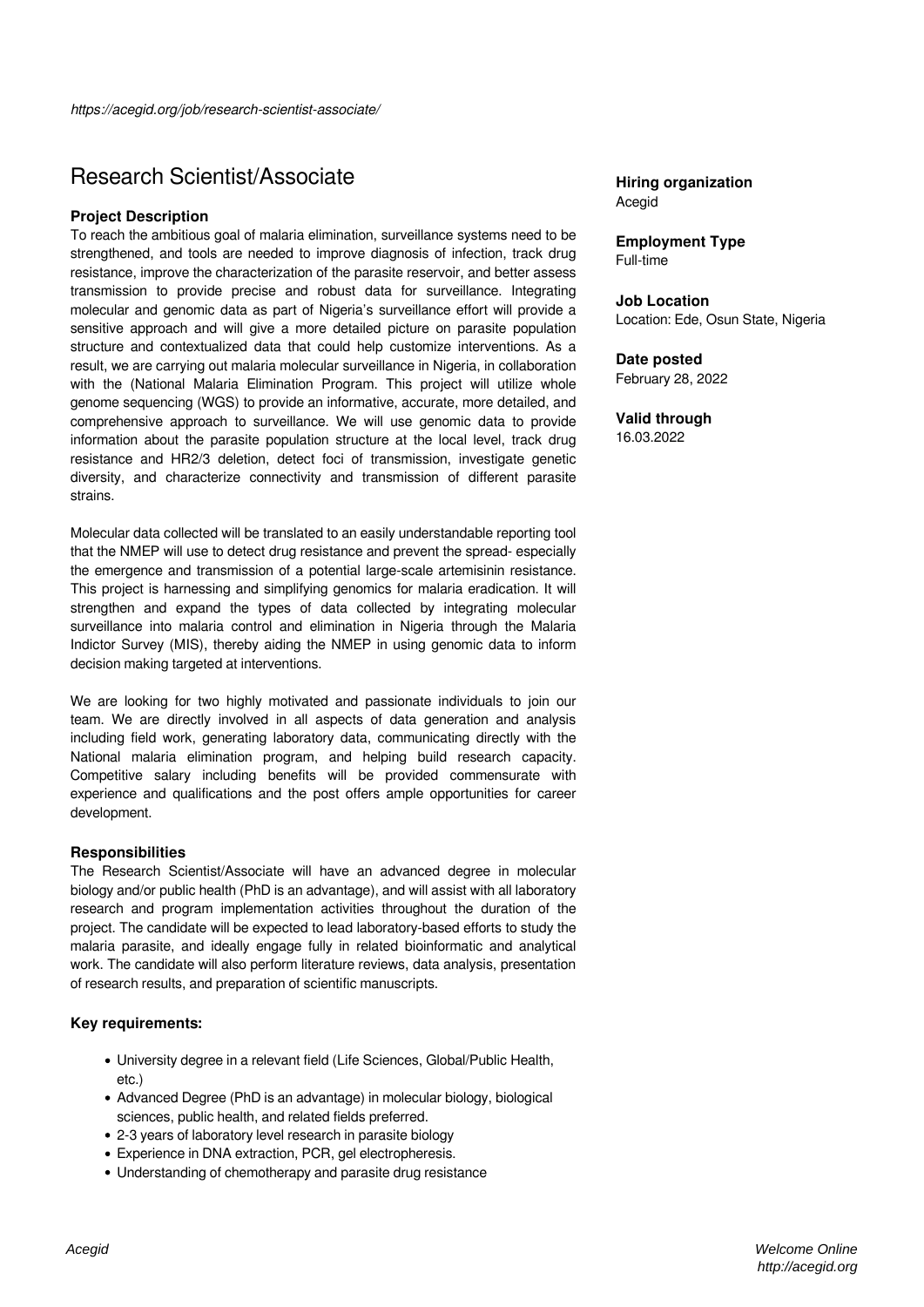*https://acegid.org/job/research-scientist-associate/*

# Research Scientist/Associate

**Hiring organization**
Acegid

**Employment Type**
Full-time

**Job Location**
Location: Ede, Osun State, Nigeria

**Date posted**
February 28, 2022

**Valid through**
16.03.2022

### Project Description

To reach the ambitious goal of malaria elimination, surveillance systems need to be strengthened, and tools are needed to improve diagnosis of infection, track drug resistance, improve the characterization of the parasite reservoir, and better assess transmission to provide precise and robust data for surveillance. Integrating molecular and genomic data as part of Nigeria's surveillance effort will provide a sensitive approach and will give a more detailed picture on parasite population structure and contextualized data that could help customize interventions. As a result, we are carrying out malaria molecular surveillance in Nigeria, in collaboration with the (National Malaria Elimination Program. This project will utilize whole genome sequencing (WGS) to provide an informative, accurate, more detailed, and comprehensive approach to surveillance. We will use genomic data to provide information about the parasite population structure at the local level, track drug resistance and HR2/3 deletion, detect foci of transmission, investigate genetic diversity, and characterize connectivity and transmission of different parasite strains.

Molecular data collected will be translated to an easily understandable reporting tool that the NMEP will use to detect drug resistance and prevent the spread- especially the emergence and transmission of a potential large-scale artemisinin resistance. This project is harnessing and simplifying genomics for malaria eradication. It will strengthen and expand the types of data collected by integrating molecular surveillance into malaria control and elimination in Nigeria through the Malaria Indictor Survey (MIS), thereby aiding the NMEP in using genomic data to inform decision making targeted at interventions.

We are looking for two highly motivated and passionate individuals to join our team. We are directly involved in all aspects of data generation and analysis including field work, generating laboratory data, communicating directly with the National malaria elimination program, and helping build research capacity. Competitive salary including benefits will be provided commensurate with experience and qualifications and the post offers ample opportunities for career development.

### Responsibilities

The Research Scientist/Associate will have an advanced degree in molecular biology and/or public health (PhD is an advantage), and will assist with all laboratory research and program implementation activities throughout the duration of the project. The candidate will be expected to lead laboratory-based efforts to study the malaria parasite, and ideally engage fully in related bioinformatic and analytical work. The candidate will also perform literature reviews, data analysis, presentation of research results, and preparation of scientific manuscripts.

### Key requirements:

- University degree in a relevant field (Life Sciences, Global/Public Health, etc.)
- Advanced Degree (PhD is an advantage) in molecular biology, biological sciences, public health, and related fields preferred.
- 2-3 years of laboratory level research in parasite biology
- Experience in DNA extraction, PCR, gel electropheresis.
- Understanding of chemotherapy and parasite drug resistance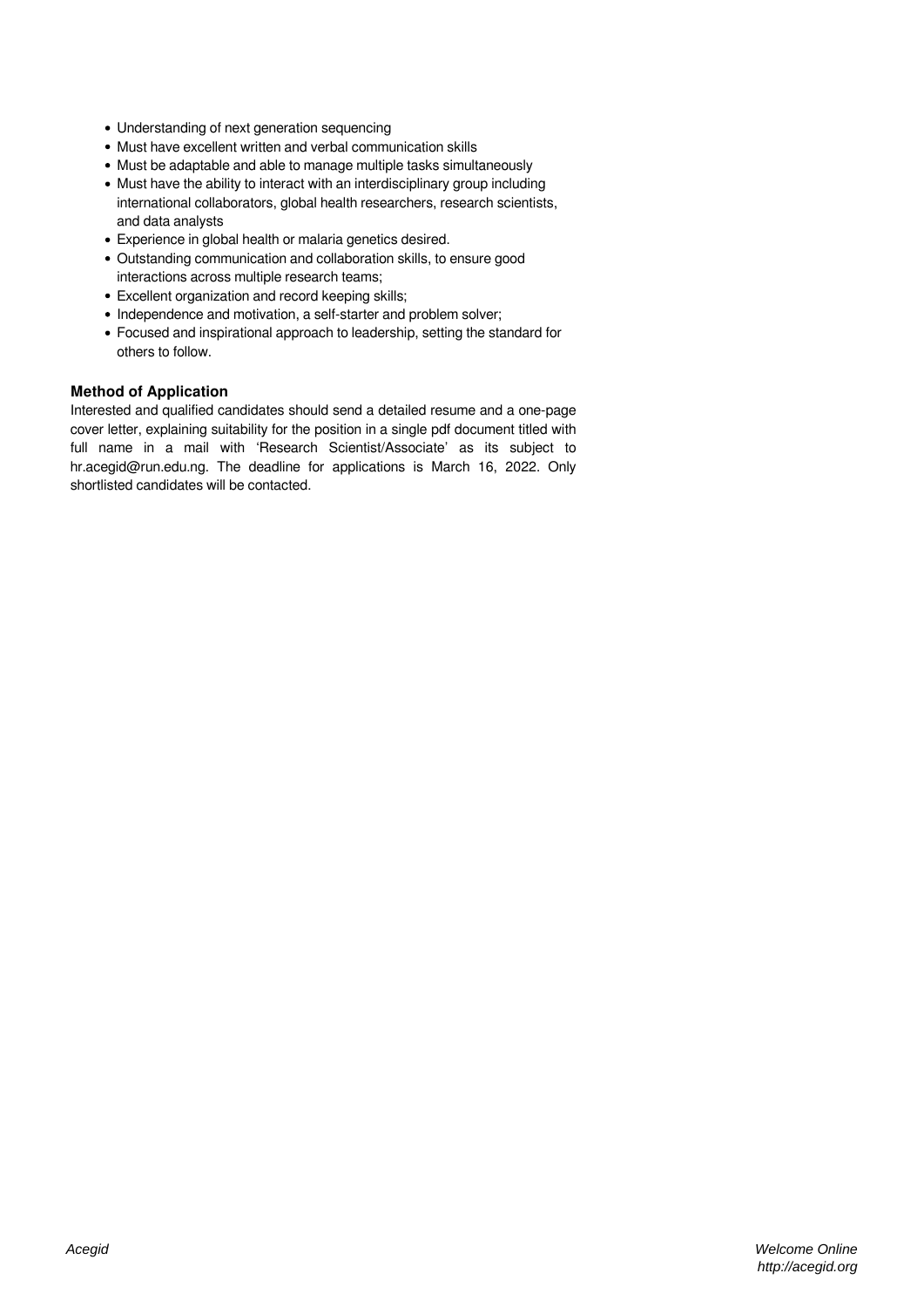- Understanding of next generation sequencing
- Must have excellent written and verbal communication skills
- Must be adaptable and able to manage multiple tasks simultaneously
- Must have the ability to interact with an interdisciplinary group including international collaborators, global health researchers, research scientists, and data analysts
- Experience in global health or malaria genetics desired.
- Outstanding communication and collaboration skills, to ensure good interactions across multiple research teams;
- Excellent organization and record keeping skills;
- Independence and motivation, a self-starter and problem solver;
- Focused and inspirational approach to leadership, setting the standard for others to follow.

**Method of Application**

Interested and qualified candidates should send a detailed resume and a one-page cover letter, explaining suitability for the position in a single pdf document titled with full name in a mail with 'Research Scientist/Associate' as its subject to hr.acegid@run.edu.ng. The deadline for applications is March 16, 2022. Only shortlisted candidates will be contacted.